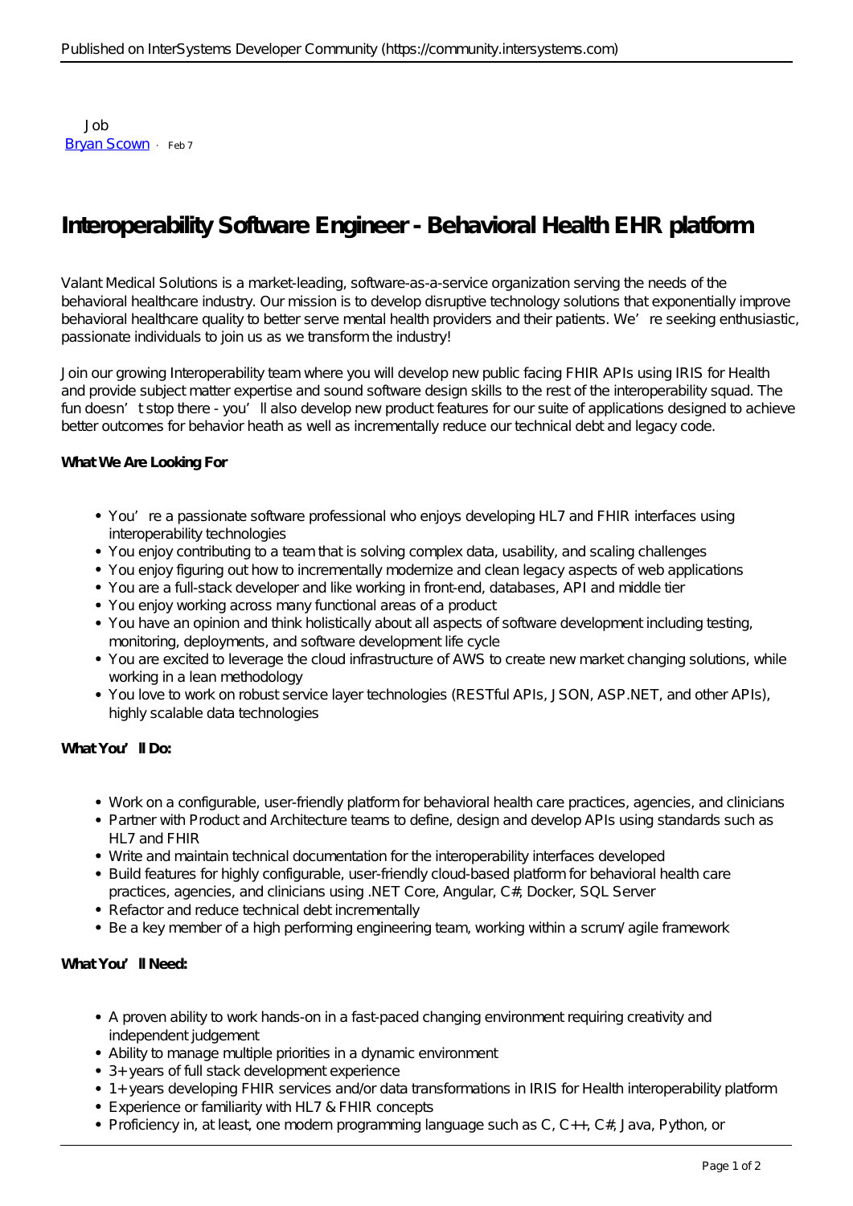Job
[Bryan Scown](#) · Feb 7

# Interoperability Software Engineer - Behavioral Health EHR platform

Valant Medical Solutions is a market-leading, software-as-a-service organization serving the needs of the behavioral healthcare industry. Our mission is to develop disruptive technology solutions that exponentially improve behavioral healthcare quality to better serve mental health providers and their patients. We're seeking enthusiastic, passionate individuals to join us as we transform the industry!

Join our growing Interoperability team where you will develop new public facing FHIR APIs using IRIS for Health and provide subject matter expertise and sound software design skills to the rest of the interoperability squad. The fun doesn't stop there - you'll also develop new product features for our suite of applications designed to achieve better outcomes for behavior heath as well as incrementally reduce our technical debt and legacy code.

**What We Are Looking For**

- You're a passionate software professional who enjoys developing HL7 and FHIR interfaces using interoperability technologies
- You enjoy contributing to a team that is solving complex data, usability, and scaling challenges
- You enjoy figuring out how to incrementally modernize and clean legacy aspects of web applications
- You are a full-stack developer and like working in front-end, databases, API and middle tier
- You enjoy working across many functional areas of a product
- You have an opinion and think holistically about all aspects of software development including testing, monitoring, deployments, and software development life cycle
- You are excited to leverage the cloud infrastructure of AWS to create new market changing solutions, while working in a lean methodology
- You love to work on robust service layer technologies (RESTful APIs, JSON, ASP.NET, and other APIs), highly scalable data technologies

**What You'll Do:**

- Work on a configurable, user-friendly platform for behavioral health care practices, agencies, and clinicians
- Partner with Product and Architecture teams to define, design and develop APIs using standards such as HL7 and FHIR
- Write and maintain technical documentation for the interoperability interfaces developed
- Build features for highly configurable, user-friendly cloud-based platform for behavioral health care practices, agencies, and clinicians using .NET Core, Angular, C#, Docker, SQL Server
- Refactor and reduce technical debt incrementally
- Be a key member of a high performing engineering team, working within a scrum/agile framework

**What You'll Need:**

- A proven ability to work hands-on in a fast-paced changing environment requiring creativity and independent judgement
- Ability to manage multiple priorities in a dynamic environment
- 3+ years of full stack development experience
- 1+ years developing FHIR services and/or data transformations in IRIS for Health interoperability platform
- Experience or familiarity with HL7 & FHIR concepts
- Proficiency in, at least, one modern programming language such as C, C++, C#, Java, Python, or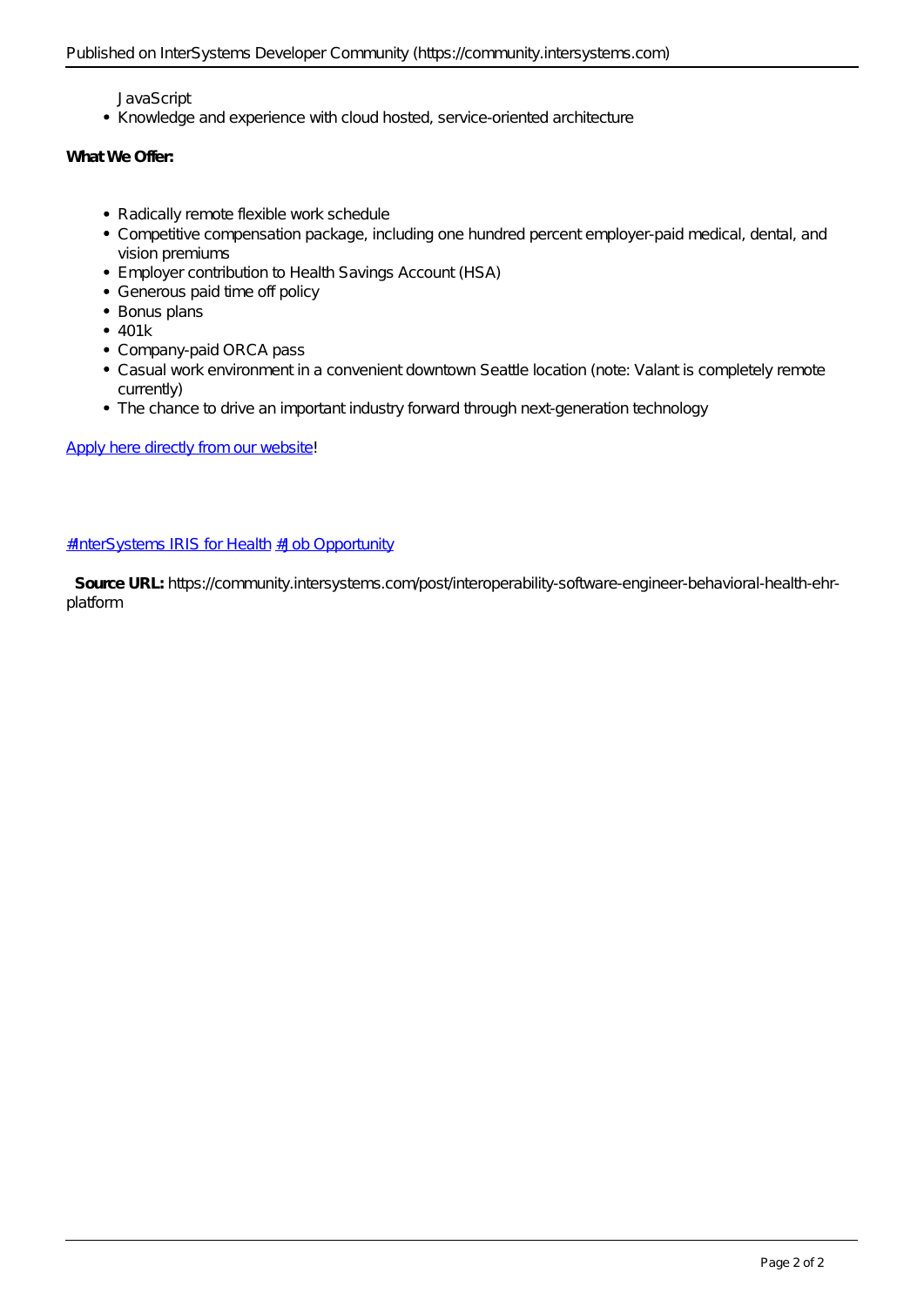JavaScript
- Knowledge and experience with cloud hosted, service-oriented architecture

**What We Offer:**

- Radically remote flexible work schedule
- Competitive compensation package, including one hundred percent employer-paid medical, dental, and vision premiums
- Employer contribution to Health Savings Account (HSA)
- Generous paid time off policy
- Bonus plans
- 401k
- Company-paid ORCA pass
- Casual work environment in a convenient downtown Seattle location (note: Valant is completely remote currently)
- The chance to drive an important industry forward through next-generation technology

Apply here directly from our website!

#InterSystems IRIS for Health #Job Opportunity

**Source URL:** https://community.intersystems.com/post/interoperability-software-engineer-behavioral-health-ehr-platform